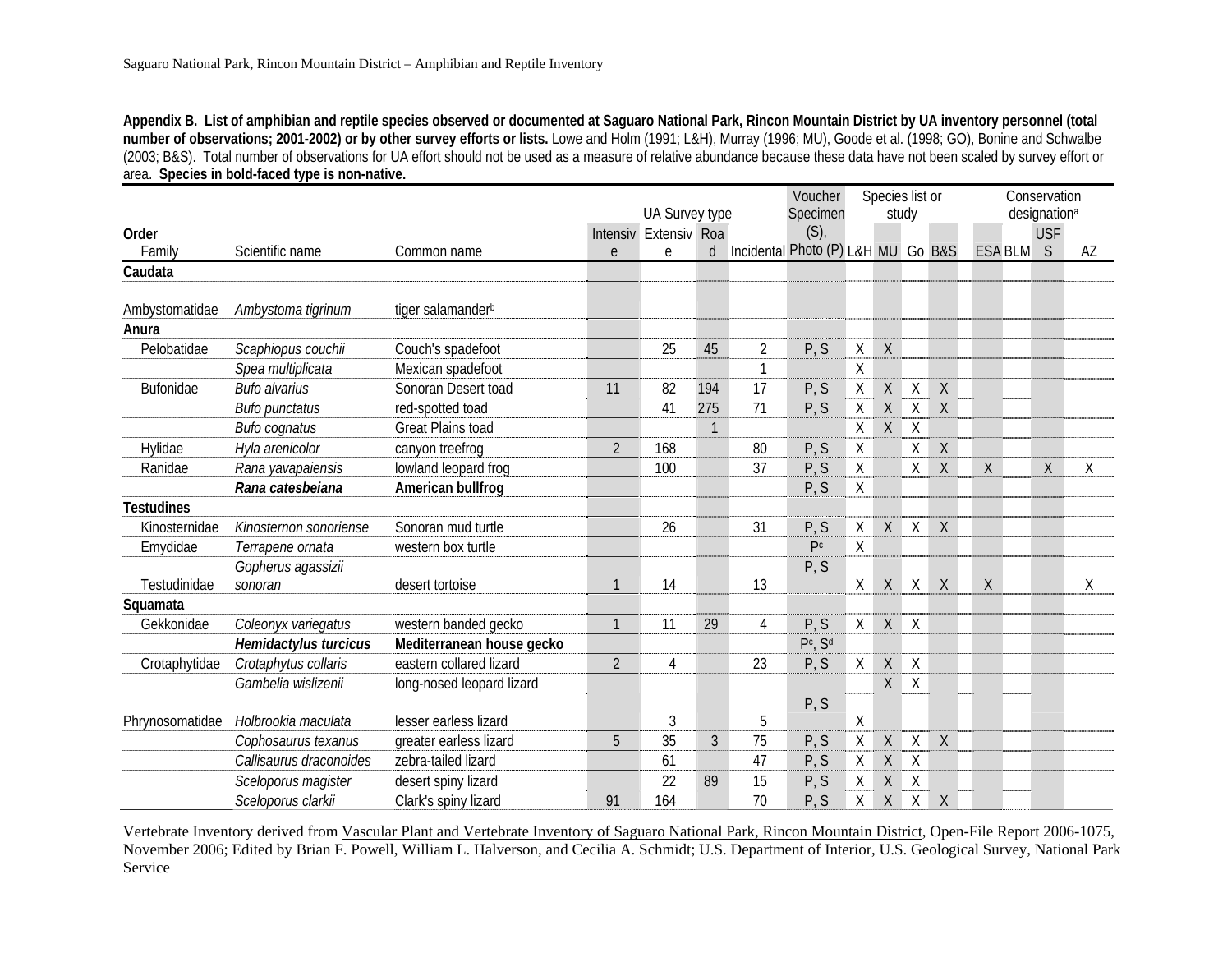**Appendix B. List of amphibian and reptile species observed or documented at Saguaro National Park, Rincon Mountain District by UA inventory personnel (total number of observations; 2001-2002) or by other survey efforts or lists.** Lowe and Holm (1991; L&H), Murray (1996; MU), Goode et al. (1998; GO), Bonine and Schwalbe (2003; B&S). Total number of observations for UA effort should not be used as a measure of relative abundance because these data have not been scaled by survey effort or area. **Species in bold-faced type is non-native.**

| Order Family | Scientific name | Common name | UA Survey type | | | | Voucher Specimen (S), Photo (P) | Species list or study | | | | Conservation designation[a] | | | |
|---|---|---|---|---|---|---|---|---|---|---|---|---|---|---|---|
| | | | Intensive | Extensive | Road | Incidental | | L&H | MU | Go | B&S | ESA | BLM | USFS | AZ |
| **Caudata** | | | | | | | | | | | | | | | |
| Ambystomatidae | *Ambystoma tigrinum* | tiger salamander[b] | | | | | | | | | | | | | |
| **Anura** | | | | | | | | | | | | | | | |
| Pelobatidae | *Scaphiopus couchii* | Couch's spadefoot | | 25 | 45 | 2 | P, S | X | X | | | | | | |
| | *Spea multiplicata* | Mexican spadefoot | | | | 1 | | X | | | | | | | |
| Bufonidae | *Bufo alvarius* | Sonoran Desert toad | 11 | 82 | 194 | 17 | P, S | X | X | X | X | | | | |
| | *Bufo punctatus* | red-spotted toad | | 41 | 275 | 71 | P, S | X | X | X | X | | | | |
| | *Bufo cognatus* | Great Plains toad | | | 1 | | | X | X | X | | | | | |
| Hylidae | *Hyla arenicolor* | canyon treefrog | 2 | 168 | | 80 | P, S | X | | X | X | | | | |
| Ranidae | *Rana yavapaiensis* | lowland leopard frog | | 100 | | 37 | P, S | X | | X | X | X | | X | X |
| | ***Rana catesbeiana*** | **American bullfrog** | | | | | P, S | X | | | | | | | |
| **Testudines** | | | | | | | | | | | | | | | |
| Kinosternidae | *Kinosternon sonoriense* | Sonoran mud turtle | | 26 | | 31 | P, S | X | X | X | X | | | | |
| Emydidae | *Terrapene ornata* | western box turtle | | | | | P[c] | X | | | | | | | |
| Testudinidae | *Gopherus agassizii sonoran* | desert tortoise | 1 | 14 | | 13 | P, S | X | X | X | X | X | | | X |
| **Squamata** | | | | | | | | | | | | | | | |
| Gekkonidae | *Coleonyx variegatus* | western banded gecko | 1 | 11 | 29 | 4 | P, S | X | X | X | | | | | |
| | ***Hemidactylus turcicus*** | **Mediterranean house gecko** | | | | | P[c], S[d] | | | | | | | | |
| Crotaphytidae | *Crotaphytus collaris* | eastern collared lizard | 2 | 4 | | 23 | P, S | X | X | X | | | | | |
| | *Gambelia wislizenii* | long-nosed leopard lizard | | | | | | | X | X | | | | | |
| Phrynosomatidae | *Holbrookia maculata* | lesser earless lizard | | 3 | | 5 | P, S | X | | | | | | | |
| | *Cophosaurus texanus* | greater earless lizard | 5 | 35 | 3 | 75 | P, S | X | X | X | X | | | | |
| | *Callisaurus draconoides* | zebra-tailed lizard | | 61 | | 47 | P, S | X | X | X | | | | | |
| | *Sceloporus magister* | desert spiny lizard | | 22 | 89 | 15 | P, S | X | X | X | | | | | |
| | *Sceloporus clarkii* | Clark's spiny lizard | 91 | 164 | | 70 | P, S | X | X | X | X | | | | |

Vertebrate Inventory derived from Vascular Plant and Vertebrate Inventory of Saguaro National Park, Rincon Mountain District, Open-File Report 2006-1075, November 2006; Edited by Brian F. Powell, William L. Halverson, and Cecilia A. Schmidt; U.S. Department of Interior, U.S. Geological Survey, National Park Service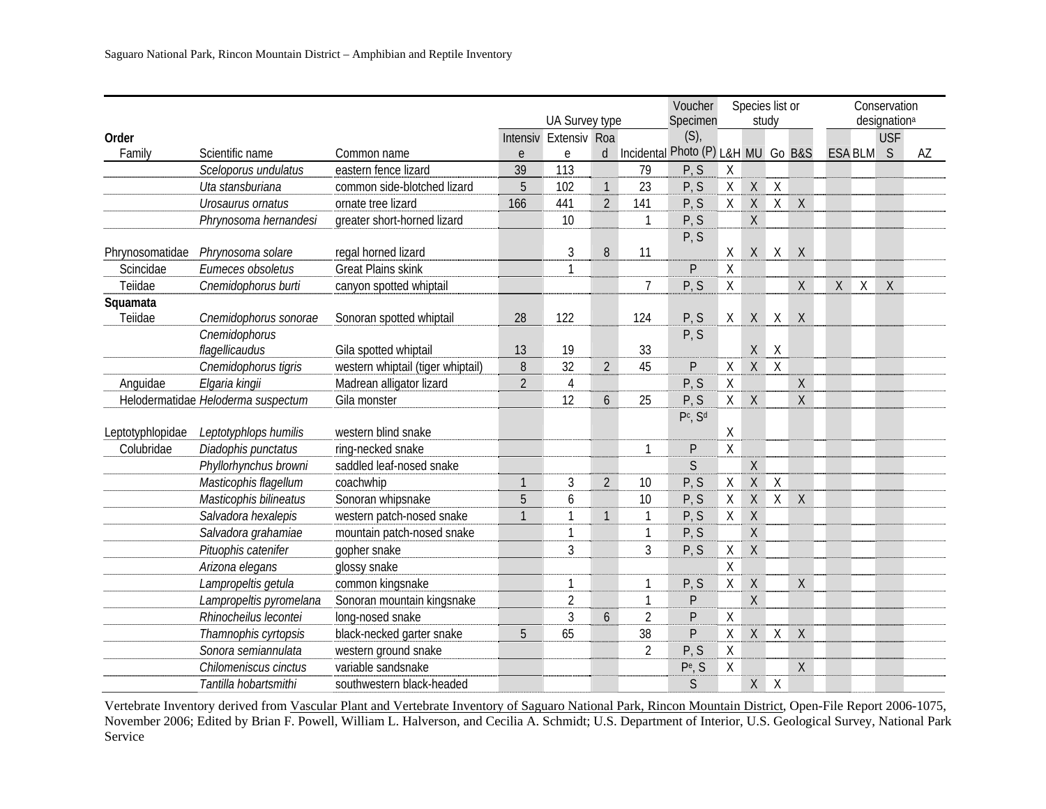| Order<br>Family | Scientific name | Common name | UA Survey type<br>Intensive | <br>Extensive | <br>Road | <br>Incidental | Voucher Specimen (S), Photo (P) | Species list or study<br>L&H | <br>MU | <br>Go | <br>B&S | Conservation designation[a]<br>ESA | <br>BLM | <br>USFS | <br>AZ |
|---|---|---|---|---|---|---|---|---|---|---|---|---|---|---|---|
| | *Sceloporus undulatus* | eastern fence lizard | 39 | 113 | | 79 | P, S | X | | | | | | | |
| | *Uta stansburiana* | common side-blotched lizard | 5 | 102 | 1 | 23 | P, S | X | X | X | | | | | |
| | *Urosaurus ornatus* | ornate tree lizard | 166 | 441 | 2 | 141 | P, S | X | X | X | X | | | | |
| | *Phrynosoma hernandesi* | greater short-horned lizard | | 10 | | 1 | P, S | | X | | | | | | |
| Phrynosomatidae | *Phrynosoma solare* | regal horned lizard | | 3 | 8 | 11 | P, S | X | X | X | X | | | | |
| Scincidae | *Eumeces obsoletus* | Great Plains skink | | 1 | | | P | X | | | | | | | |
| Teiidae | *Cnemidophorus burti* | canyon spotted whiptail | | | | 7 | P, S | X | | | X | X | X | X | |
| **Squamata**<br>Teiidae | *Cnemidophorus sonorae* | Sonoran spotted whiptail | 28 | 122 | | 124 | P, S | X | X | X | X | | | | |
| | *Cnemidophorus flagellicaudus* | Gila spotted whiptail | 13 | 19 | | 33 | P, S | | X | X | | | | | |
| | *Cnemidophorus tigris* | western whiptail (tiger whiptail) | 8 | 32 | 2 | 45 | P | X | X | X | | | | | |
| Anguidae | *Elgaria kingii* | Madrean alligator lizard | 2 | 4 | | | P, S | X | | | X | | | | |
| Helodermatidae | *Heloderma suspectum* | Gila monster | | 12 | 6 | 25 | P, S | X | X | | X | | | | |
| Leptotyphlopidae | *Leptotyphlops humilis* | western blind snake | | | | | P[c], S[d] | X | | | | | | | |
| Colubridae | *Diadophis punctatus* | ring-necked snake | | | | 1 | P | X | | | | | | | |
| | *Phyllorhynchus browni* | saddled leaf-nosed snake | | | | | S | | X | | | | | | |
| | *Masticophis flagellum* | coachwhip | 1 | 3 | 2 | 10 | P, S | X | X | X | | | | | |
| | *Masticophis bilineatus* | Sonoran whipsnake | 5 | 6 | | 10 | P, S | X | X | X | X | | | | |
| | *Salvadora hexalepis* | western patch-nosed snake | 1 | 1 | 1 | 1 | P, S | X | X | | | | | | |
| | *Salvadora grahamiae* | mountain patch-nosed snake | | 1 | | 1 | P, S | | X | | | | | | |
| | *Pituophis catenifer* | gopher snake | | 3 | | 3 | P, S | X | X | | | | | | |
| | *Arizona elegans* | glossy snake | | | | | | X | | | | | | | |
| | *Lampropeltis getula* | common kingsnake | | 1 | | 1 | P, S | X | X | | X | | | | |
| | *Lampropeltis pyromelana* | Sonoran mountain kingsnake | | 2 | | 1 | P | | X | | | | | | |
| | *Rhinocheilus lecontei* | long-nosed snake | | 3 | 6 | 2 | P | X | | | | | | | |
| | *Thamnophis cyrtopsis* | black-necked garter snake | 5 | 65 | | 38 | P | X | X | X | X | | | | |
| | *Sonora semiannulata* | western ground snake | | | | 2 | P, S | X | | | | | | | |
| | *Chilomeniscus cinctus* | variable sandsnake | | | | | P[e], S | X | | | X | | | | |
| | *Tantilla hobartsmithi* | southwestern black-headed | | | | | S | | X | X | | | | | |

Vertebrate Inventory derived from Vascular Plant and Vertebrate Inventory of Saguaro National Park, Rincon Mountain District, Open-File Report 2006-1075, November 2006; Edited by Brian F. Powell, William L. Halverson, and Cecilia A. Schmidt; U.S. Department of Interior, U.S. Geological Survey, National Park Service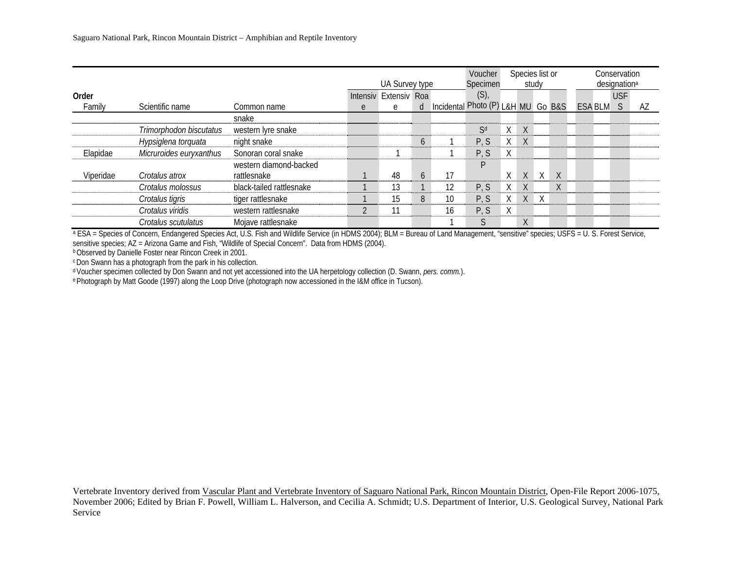| Order | | | UA Survey type | | | | Voucher Specimen (S), Photo (P) | Species list or study | | | | Conservation designation[a] | | | |
|---|---|---|---|---|---|---|---|---|---|---|---|---|---|---|---|
| Family | Scientific name | Common name | Intensive | Extensive | Road | Incidental | | L&H | MU | Go | B&S | ESA | BLM | USFS | AZ |
| | | snake | | | | | | | | | | | | | |
| | *Trimorphodon biscutatus* | western lyre snake | | | | | S[d] | X | X | | | | | | |
| | *Hypsiglena torquata* | night snake | | | 6 | 1 | P, S | X | X | | | | | | |
| Elapidae | *Micruroides euryxanthus* | Sonoran coral snake | | 1 | | 1 | P, S | X | | | | | | | |
| Viperidae | *Crotalus atrox* | western diamond-backed rattlesnake | 1 | 48 | 6 | 17 | P | X | X | X | X | | | | |
| | *Crotalus molossus* | black-tailed rattlesnake | 1 | 13 | 1 | 12 | P, S | X | X | | X | | | | |
| | *Crotalus tigris* | tiger rattlesnake | 1 | 15 | 8 | 10 | P, S | X | X | X | | | | | |
| | *Crotalus viridis* | western rattlesnake | 2 | 11 | | 16 | P, S | X | | | | | | | |
| | *Crotalus scutulatus* | Mojave rattlesnake | | | | 1 | S | | X | | | | | | |

[a] ESA = Species of Concern, Endangered Species Act, U.S. Fish and Wildlife Service (in HDMS 2004); BLM = Bureau of Land Management, "sensitive" species; USFS = U. S. Forest Service, sensitive species; AZ = Arizona Game and Fish, "Wildlife of Special Concern". Data from HDMS (2004).

[b] Observed by Danielle Foster near Rincon Creek in 2001.

[c] Don Swann has a photograph from the park in his collection.

[d] Voucher specimen collected by Don Swann and not yet accessioned into the UA herpetology collection (D. Swann, *pers. comm.*).

[e] Photograph by Matt Goode (1997) along the Loop Drive (photograph now accessioned in the I&M office in Tucson).